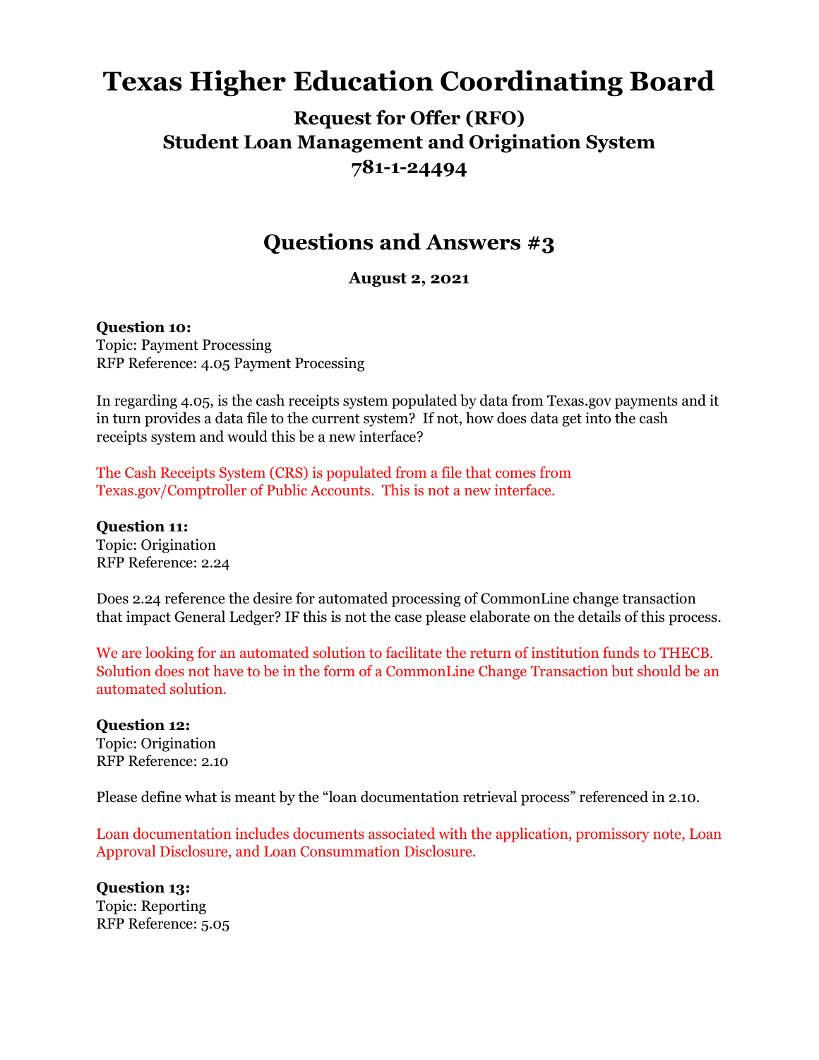# Texas Higher Education Coordinating Board

## Request for Offer (RFO)
## Student Loan Management and Origination System
## 781-1-24494

## Questions and Answers #3

**August 2, 2021**

**Question 10:**
Topic: Payment Processing
RFP Reference: 4.05 Payment Processing

In regarding 4.05, is the cash receipts system populated by data from Texas.gov payments and it in turn provides a data file to the current system? If not, how does data get into the cash receipts system and would this be a new interface?

The Cash Receipts System (CRS) is populated from a file that comes from Texas.gov/Comptroller of Public Accounts. This is not a new interface.

**Question 11:**
Topic: Origination
RFP Reference: 2.24

Does 2.24 reference the desire for automated processing of CommonLine change transaction that impact General Ledger? IF this is not the case please elaborate on the details of this process.

We are looking for an automated solution to facilitate the return of institution funds to THECB. Solution does not have to be in the form of a CommonLine Change Transaction but should be an automated solution.

**Question 12:**
Topic: Origination
RFP Reference: 2.10

Please define what is meant by the "loan documentation retrieval process" referenced in 2.10.

Loan documentation includes documents associated with the application, promissory note, Loan Approval Disclosure, and Loan Consummation Disclosure.

**Question 13:**
Topic: Reporting
RFP Reference: 5.05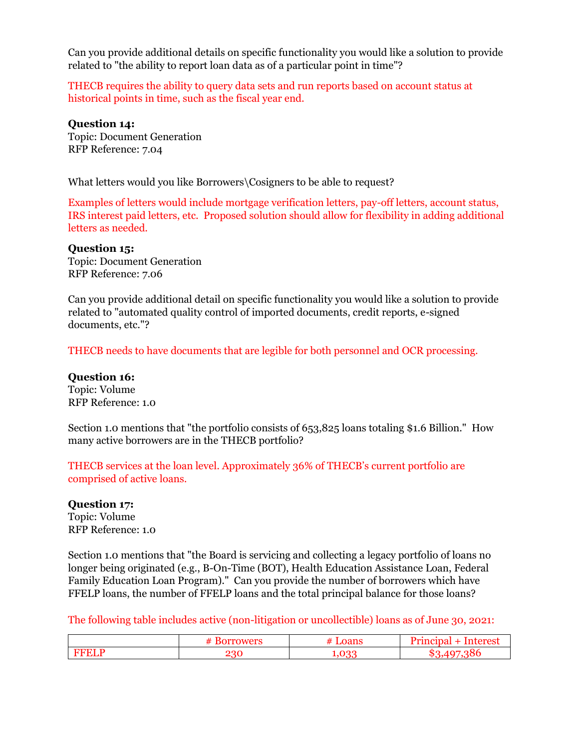Can you provide additional details on specific functionality you would like a solution to provide related to "the ability to report loan data as of a particular point in time"?

THECB requires the ability to query data sets and run reports based on account status at historical points in time, such as the fiscal year end.

**Question 14:**
Topic: Document Generation
RFP Reference: 7.04

What letters would you like Borrowers\Cosigners to be able to request?

Examples of letters would include mortgage verification letters, pay-off letters, account status, IRS interest paid letters, etc. Proposed solution should allow for flexibility in adding additional letters as needed.

**Question 15:**
Topic: Document Generation
RFP Reference: 7.06

Can you provide additional detail on specific functionality you would like a solution to provide related to "automated quality control of imported documents, credit reports, e-signed documents, etc."?

THECB needs to have documents that are legible for both personnel and OCR processing.

**Question 16:**
Topic: Volume
RFP Reference: 1.0

Section 1.0 mentions that "the portfolio consists of 653,825 loans totaling $1.6 Billion." How many active borrowers are in the THECB portfolio?

THECB services at the loan level. Approximately 36% of THECB's current portfolio are comprised of active loans.

**Question 17:**
Topic: Volume
RFP Reference: 1.0

Section 1.0 mentions that "the Board is servicing and collecting a legacy portfolio of loans no longer being originated (e.g., B-On-Time (BOT), Health Education Assistance Loan, Federal Family Education Loan Program)." Can you provide the number of borrowers which have FFELP loans, the number of FFELP loans and the total principal balance for those loans?

The following table includes active (non-litigation or uncollectible) loans as of June 30, 2021:

| | # Borrowers | # Loans | Principal + Interest |
|---|---|---|---|
| FFELP | 230 | 1,033 | $3,497,386 |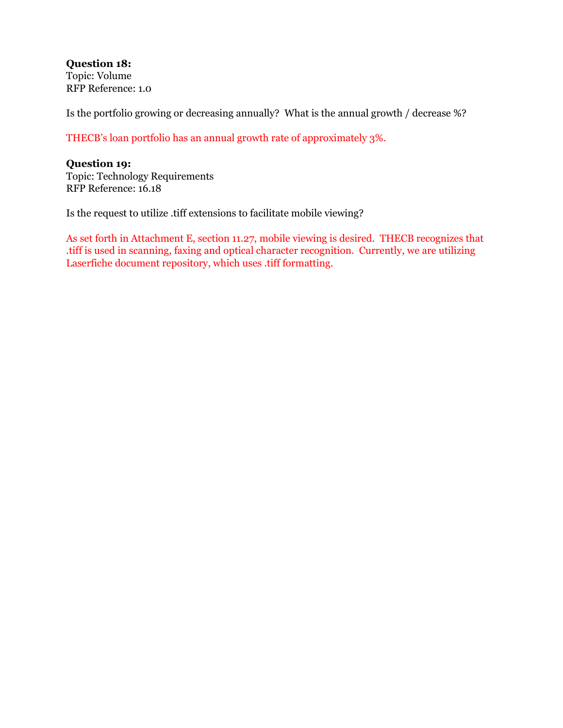**Question 18:**
Topic: Volume
RFP Reference: 1.0

Is the portfolio growing or decreasing annually? What is the annual growth / decrease %?

THECB's loan portfolio has an annual growth rate of approximately 3%.

**Question 19:**
Topic: Technology Requirements
RFP Reference: 16.18

Is the request to utilize .tiff extensions to facilitate mobile viewing?

As set forth in Attachment E, section 11.27, mobile viewing is desired. THECB recognizes that .tiff is used in scanning, faxing and optical character recognition. Currently, we are utilizing Laserfiche document repository, which uses .tiff formatting.